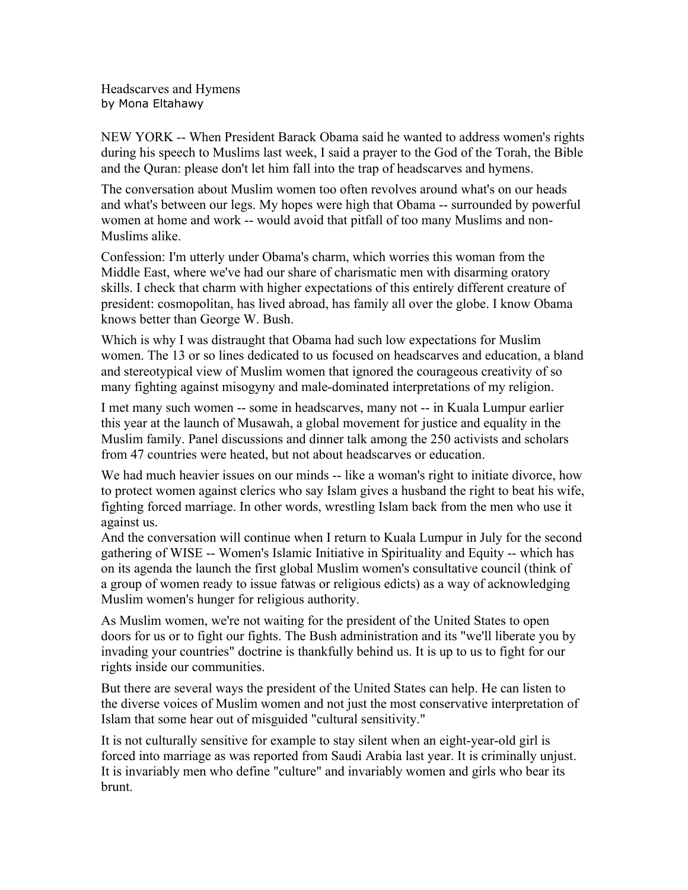# Headscarves and Hymens

by Mona Eltahawy

NEW YORK -- When President Barack Obama said he wanted to address women's rights during his speech to Muslims last week, I said a prayer to the God of the Torah, the Bible and the Quran: please don't let him fall into the trap of headscarves and hymens.

The conversation about Muslim women too often revolves around what's on our heads and what's between our legs. My hopes were high that Obama -- surrounded by powerful women at home and work -- would avoid that pitfall of too many Muslims and non-Muslims alike.

Confession: I'm utterly under Obama's charm, which worries this woman from the Middle East, where we've had our share of charismatic men with disarming oratory skills. I check that charm with higher expectations of this entirely different creature of president: cosmopolitan, has lived abroad, has family all over the globe. I know Obama knows better than George W. Bush.

Which is why I was distraught that Obama had such low expectations for Muslim women. The 13 or so lines dedicated to us focused on headscarves and education, a bland and stereotypical view of Muslim women that ignored the courageous creativity of so many fighting against misogyny and male-dominated interpretations of my religion.

I met many such women -- some in headscarves, many not -- in Kuala Lumpur earlier this year at the launch of Musawah, a global movement for justice and equality in the Muslim family. Panel discussions and dinner talk among the 250 activists and scholars from 47 countries were heated, but not about headscarves or education.

We had much heavier issues on our minds -- like a woman's right to initiate divorce, how to protect women against clerics who say Islam gives a husband the right to beat his wife, fighting forced marriage. In other words, wrestling Islam back from the men who use it against us.

And the conversation will continue when I return to Kuala Lumpur in July for the second gathering of WISE -- Women's Islamic Initiative in Spirituality and Equity -- which has on its agenda the launch the first global Muslim women's consultative council (think of a group of women ready to issue fatwas or religious edicts) as a way of acknowledging Muslim women's hunger for religious authority.

As Muslim women, we're not waiting for the president of the United States to open doors for us or to fight our fights. The Bush administration and its "we'll liberate you by invading your countries" doctrine is thankfully behind us. It is up to us to fight for our rights inside our communities.

But there are several ways the president of the United States can help. He can listen to the diverse voices of Muslim women and not just the most conservative interpretation of Islam that some hear out of misguided "cultural sensitivity."

It is not culturally sensitive for example to stay silent when an eight-year-old girl is forced into marriage as was reported from Saudi Arabia last year. It is criminally unjust. It is invariably men who define "culture" and invariably women and girls who bear its brunt.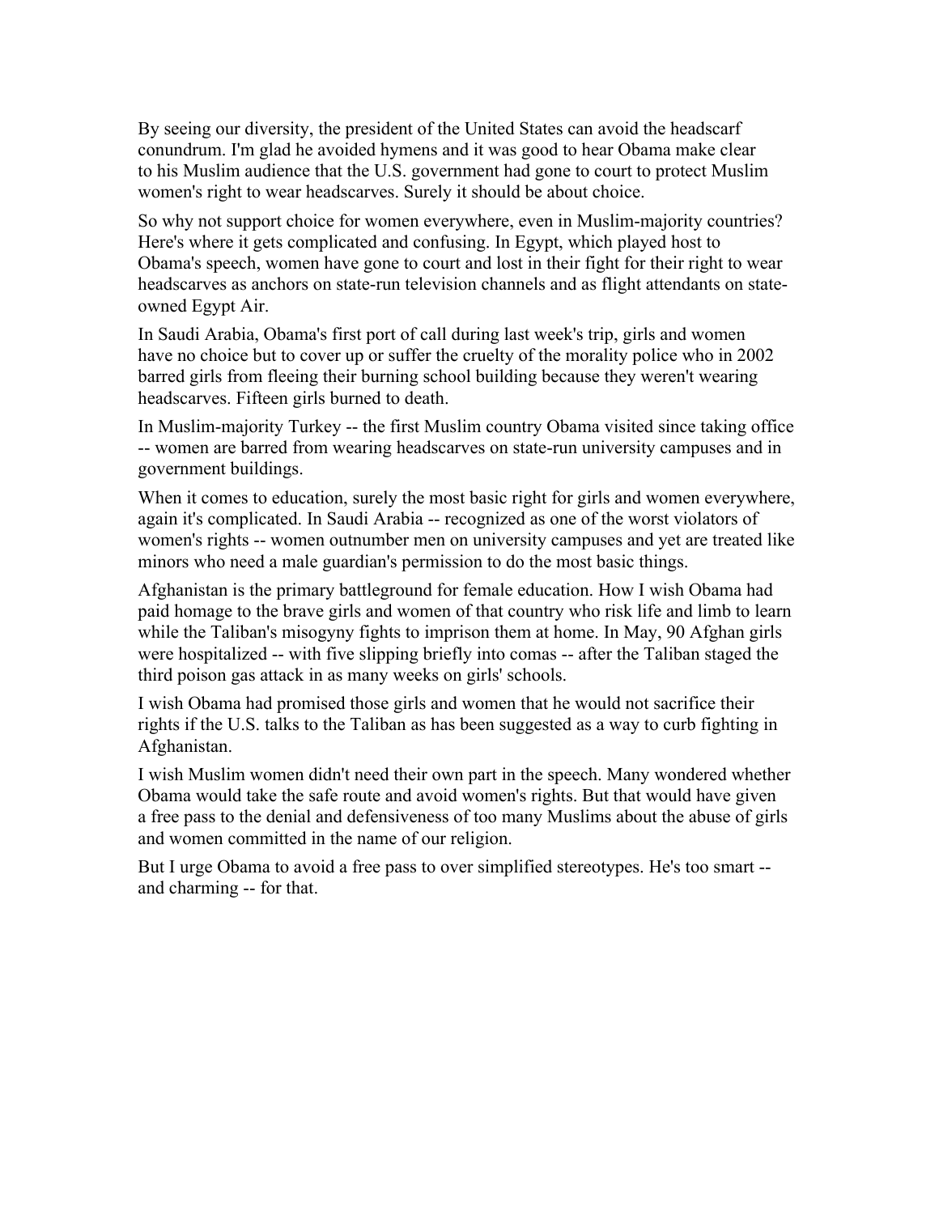By seeing our diversity, the president of the United States can avoid the headscarf conundrum. I'm glad he avoided hymens and it was good to hear Obama make clear to his Muslim audience that the U.S. government had gone to court to protect Muslim women's right to wear headscarves. Surely it should be about choice.

So why not support choice for women everywhere, even in Muslim-majority countries? Here's where it gets complicated and confusing. In Egypt, which played host to Obama's speech, women have gone to court and lost in their fight for their right to wear headscarves as anchors on state-run television channels and as flight attendants on state-owned Egypt Air.

In Saudi Arabia, Obama's first port of call during last week's trip, girls and women have no choice but to cover up or suffer the cruelty of the morality police who in 2002 barred girls from fleeing their burning school building because they weren't wearing headscarves. Fifteen girls burned to death.

In Muslim-majority Turkey -- the first Muslim country Obama visited since taking office -- women are barred from wearing headscarves on state-run university campuses and in government buildings.

When it comes to education, surely the most basic right for girls and women everywhere, again it's complicated. In Saudi Arabia -- recognized as one of the worst violators of women's rights -- women outnumber men on university campuses and yet are treated like minors who need a male guardian's permission to do the most basic things.

Afghanistan is the primary battleground for female education. How I wish Obama had paid homage to the brave girls and women of that country who risk life and limb to learn while the Taliban's misogyny fights to imprison them at home. In May, 90 Afghan girls were hospitalized -- with five slipping briefly into comas -- after the Taliban staged the third poison gas attack in as many weeks on girls' schools.

I wish Obama had promised those girls and women that he would not sacrifice their rights if the U.S. talks to the Taliban as has been suggested as a way to curb fighting in Afghanistan.

I wish Muslim women didn't need their own part in the speech. Many wondered whether Obama would take the safe route and avoid women's rights. But that would have given a free pass to the denial and defensiveness of too many Muslims about the abuse of girls and women committed in the name of our religion.

But I urge Obama to avoid a free pass to over simplified stereotypes. He's too smart -- and charming -- for that.